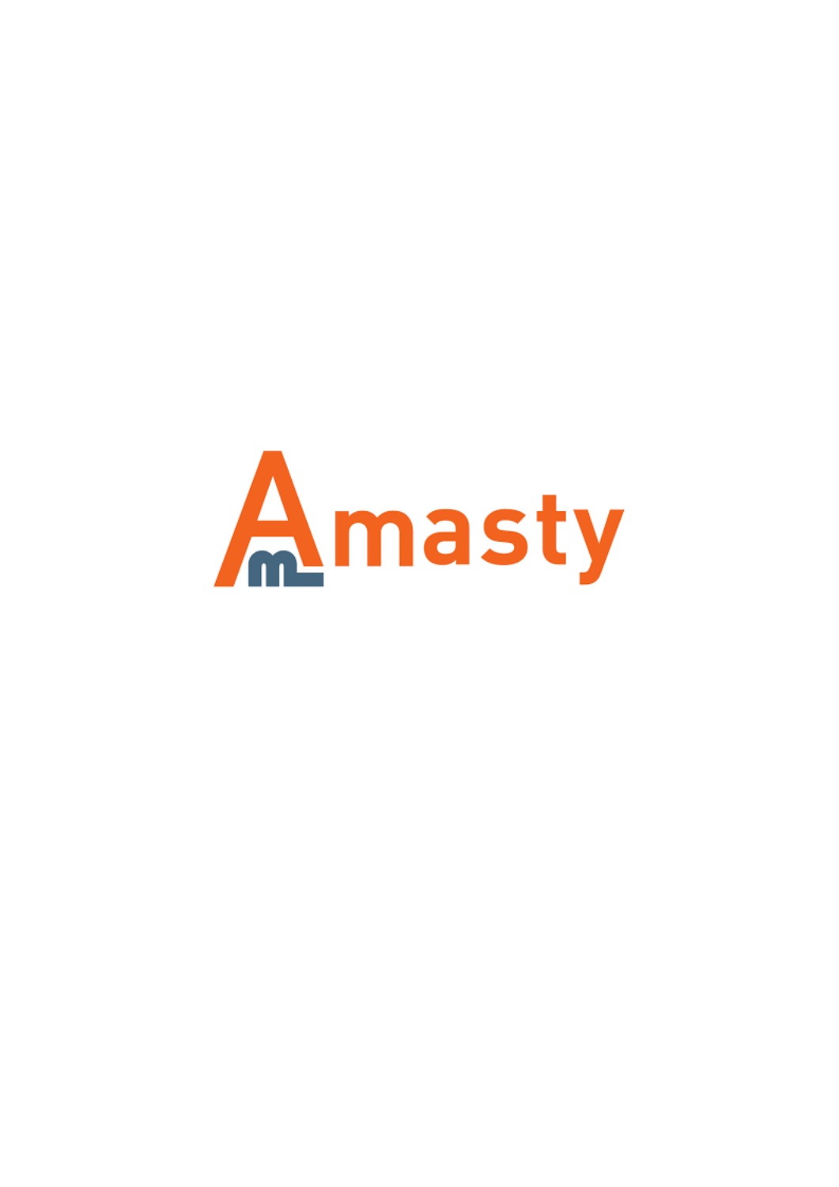Amasty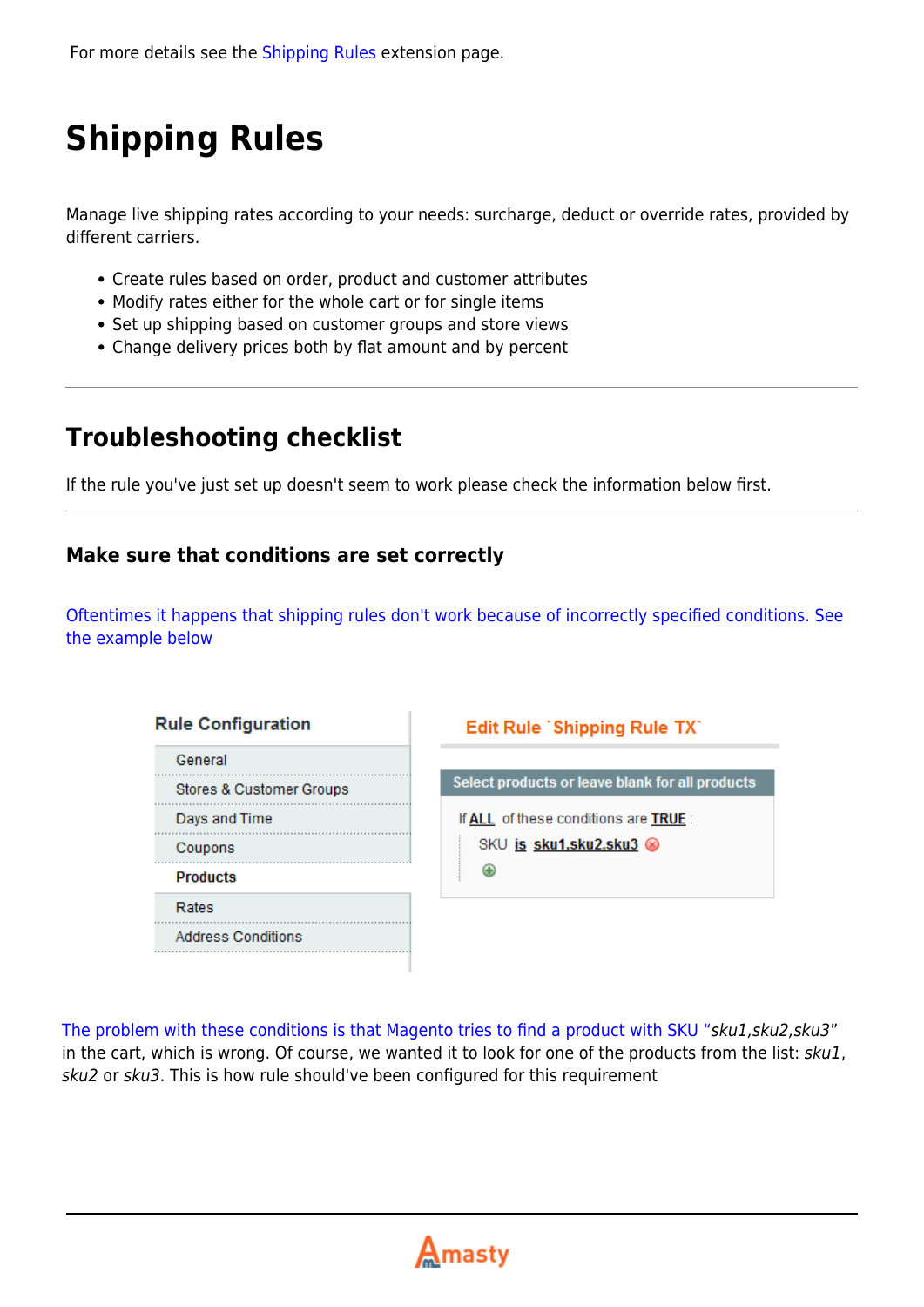For more details see the Shipping Rules extension page.

# Shipping Rules

Manage live shipping rates according to your needs: surcharge, deduct or override rates, provided by different carriers.

- Create rules based on order, product and customer attributes
- Modify rates either for the whole cart or for single items
- Set up shipping based on customer groups and store views
- Change delivery prices both by flat amount and by percent

---

## Troubleshooting checklist

If the rule you've just set up doesn't seem to work please check the information below first.

---

### Make sure that conditions are set correctly

Oftentimes it happens that shipping rules don't work because of incorrectly specified conditions. See the example below

The problem with these conditions is that Magento tries to find a product with SKU “*sku1,sku2,sku3*” in the cart, which is wrong. Of course, we wanted it to look for one of the products from the list: *sku1*, *sku2* or *sku3*. This is how rule should've been configured for this requirement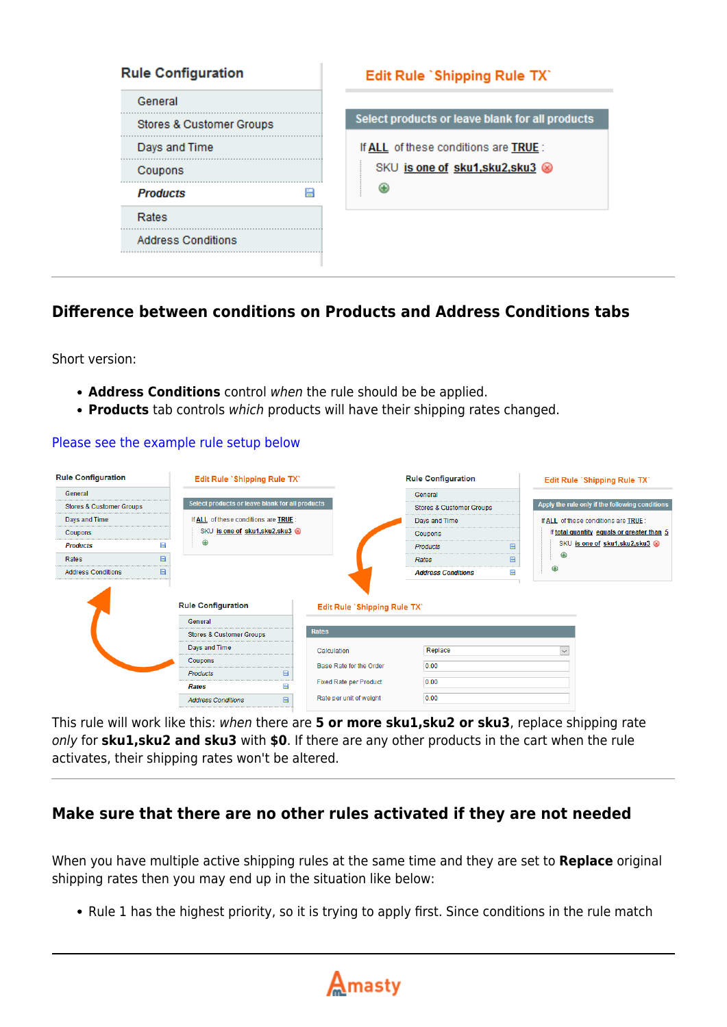## Difference between conditions on Products and Address Conditions tabs

Short version:

- **Address Conditions** control *when* the rule should be be applied.
- **Products** tab controls *which* products will have their shipping rates changed.

Please see the example rule setup below

This rule will work like this: *when* there are **5 or more sku1,sku2 or sku3**, replace shipping rate *only* for **sku1,sku2 and sku3** with **$0**. If there are any other products in the cart when the rule activates, their shipping rates won't be altered.

## Make sure that there are no other rules activated if they are not needed

When you have multiple active shipping rules at the same time and they are set to **Replace** original shipping rates then you may end up in the situation like below:

- Rule 1 has the highest priority, so it is trying to apply first. Since conditions in the rule match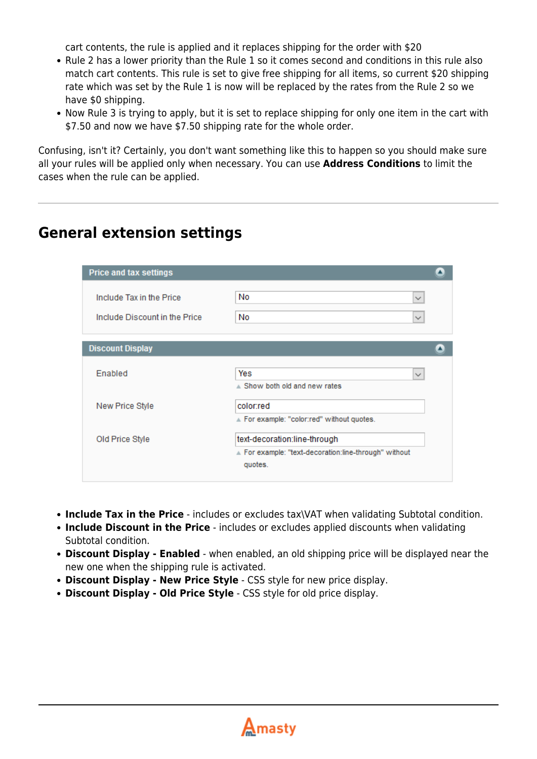cart contents, the rule is applied and it replaces shipping for the order with $20

- Rule 2 has a lower priority than the Rule 1 so it comes second and conditions in this rule also match cart contents. This rule is set to give free shipping for all items, so current $20 shipping rate which was set by the Rule 1 is now will be replaced by the rates from the Rule 2 so we have $0 shipping.
- Now Rule 3 is trying to apply, but it is set to replace shipping for only one item in the cart with $7.50 and now we have $7.50 shipping rate for the whole order.

Confusing, isn't it? Certainly, you don't want something like this to happen so you should make sure all your rules will be applied only when necessary. You can use **Address Conditions** to limit the cases when the rule can be applied.

---

## General extension settings

**Price and tax settings**

| Setting | Value |
|---|---|
| Include Tax in the Price | No |
| Include Discount in the Price | No |

**Discount Display**

| Setting | Value |
|---|---|
| Enabled | Yes (Show both old and new rates) |
| New Price Style | color:red (For example: "color:red" without quotes.) |
| Old Price Style | text-decoration:line-through (For example: "text-decoration:line-through" without quotes.) |

- **Include Tax in the Price** - includes or excludes tax\VAT when validating Subtotal condition.
- **Include Discount in the Price** - includes or excludes applied discounts when validating Subtotal condition.
- **Discount Display - Enabled** - when enabled, an old shipping price will be displayed near the new one when the shipping rule is activated.
- **Discount Display - New Price Style** - CSS style for new price display.
- **Discount Display - Old Price Style** - CSS style for old price display.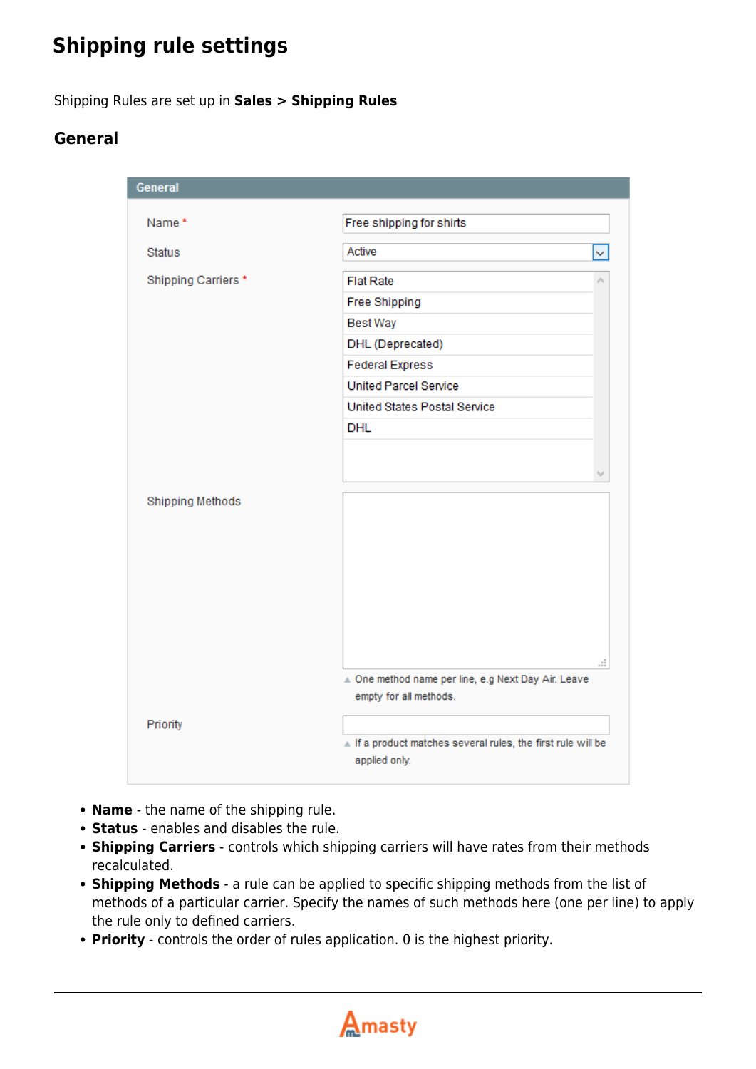# Shipping rule settings

Shipping Rules are set up in **Sales > Shipping Rules**

## General

- **Name** - the name of the shipping rule.
- **Status** - enables and disables the rule.
- **Shipping Carriers** - controls which shipping carriers will have rates from their methods recalculated.
- **Shipping Methods** - a rule can be applied to specific shipping methods from the list of methods of a particular carrier. Specify the names of such methods here (one per line) to apply the rule only to defined carriers.
- **Priority** - controls the order of rules application. 0 is the highest priority.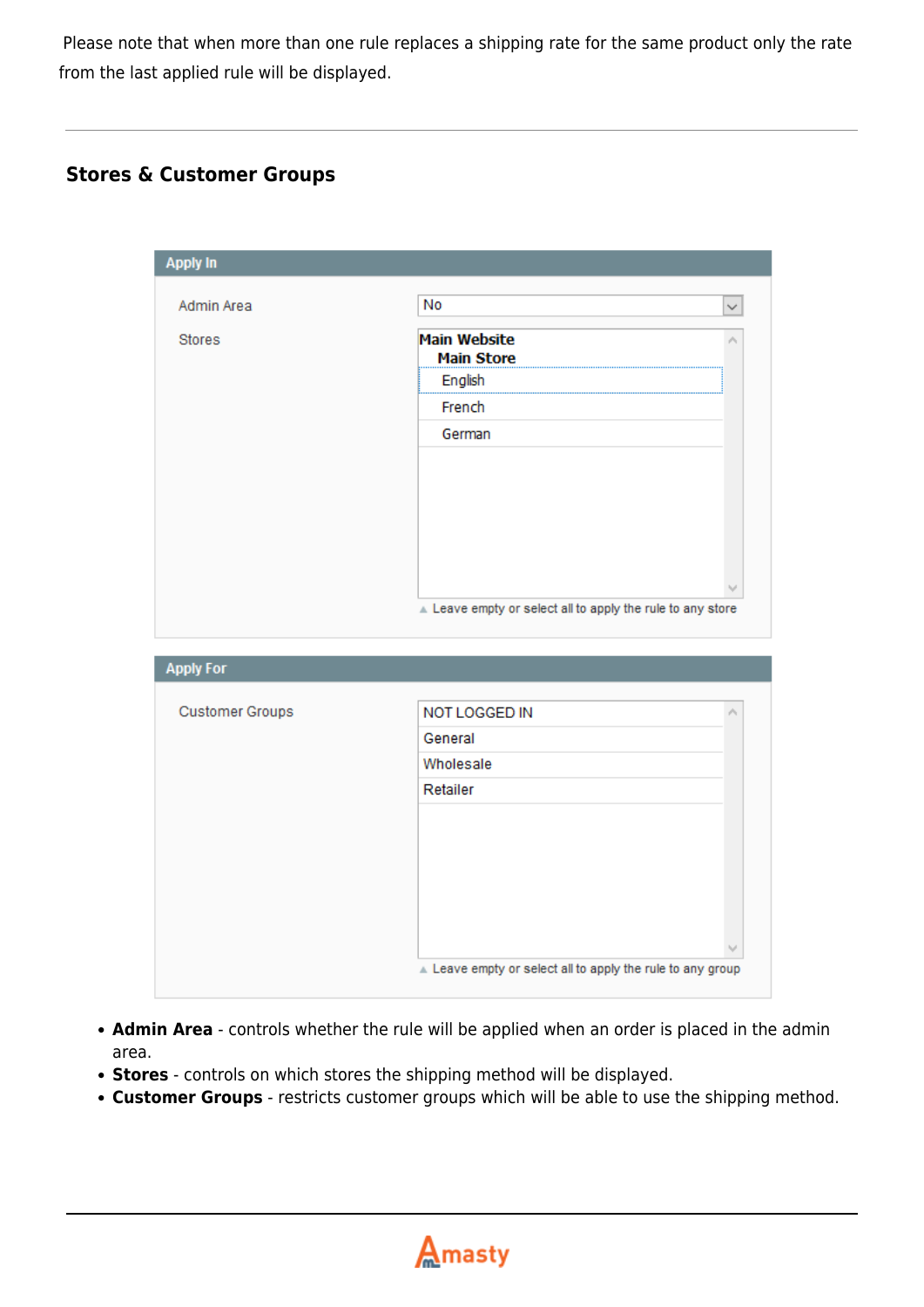Please note that when more than one rule replaces a shipping rate for the same product only the rate from the last applied rule will be displayed.

---

## Stores & Customer Groups

- **Admin Area** - controls whether the rule will be applied when an order is placed in the admin area.
- **Stores** - controls on which stores the shipping method will be displayed.
- **Customer Groups** - restricts customer groups which will be able to use the shipping method.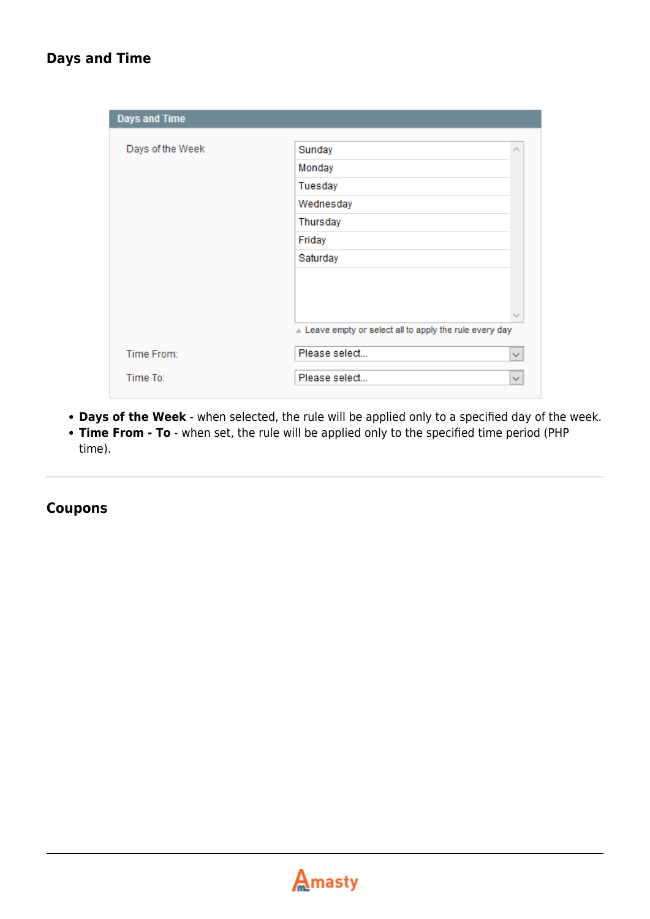## Days and Time

- **Days of the Week** - when selected, the rule will be applied only to a specified day of the week.
- **Time From - To** - when set, the rule will be applied only to the specified time period (PHP time).

---

## Coupons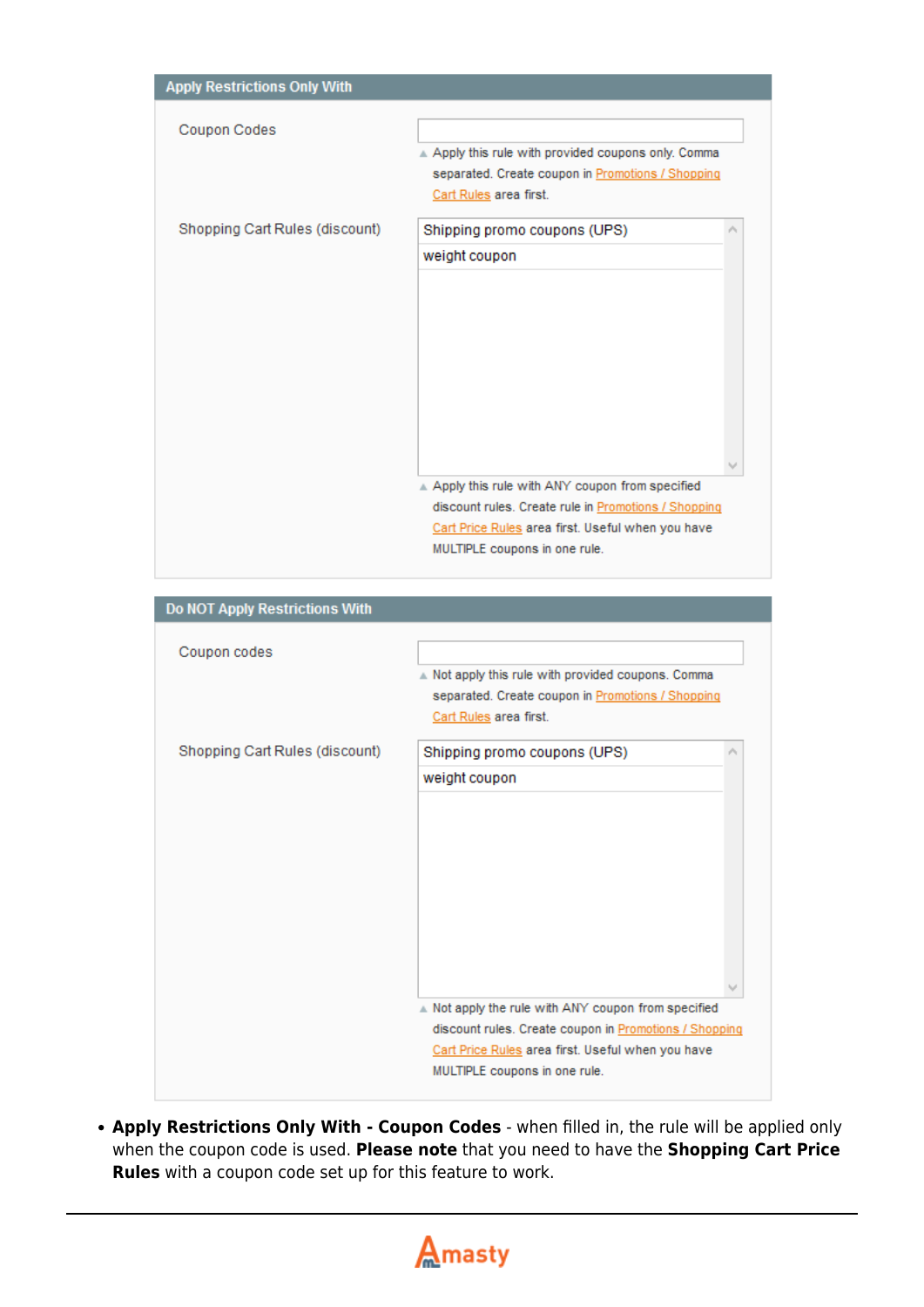**Apply Restrictions Only With**

Coupon Codes

Apply this rule with provided coupons only. Comma separated. Create coupon in Promotions / Shopping Cart Rules area first.

Shopping Cart Rules (discount)

- Shipping promo coupons (UPS)
- weight coupon

Apply this rule with ANY coupon from specified discount rules. Create rule in Promotions / Shopping Cart Price Rules area first. Useful when you have MULTIPLE coupons in one rule.

**Do NOT Apply Restrictions With**

Coupon codes

Not apply this rule with provided coupons. Comma separated. Create coupon in Promotions / Shopping Cart Rules area first.

Shopping Cart Rules (discount)

- Shipping promo coupons (UPS)
- weight coupon

Not apply the rule with ANY coupon from specified discount rules. Create coupon in Promotions / Shopping Cart Price Rules area first. Useful when you have MULTIPLE coupons in one rule.

- **Apply Restrictions Only With - Coupon Codes** - when filled in, the rule will be applied only when the coupon code is used. **Please note** that you need to have the **Shopping Cart Price Rules** with a coupon code set up for this feature to work.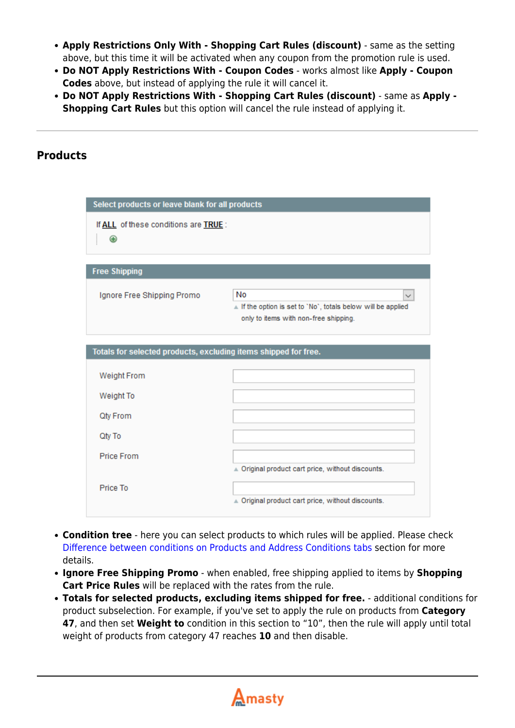- **Apply Restrictions Only With - Shopping Cart Rules (discount)** - same as the setting above, but this time it will be activated when any coupon from the promotion rule is used.
- **Do NOT Apply Restrictions With - Coupon Codes** - works almost like **Apply - Coupon Codes** above, but instead of applying the rule it will cancel it.
- **Do NOT Apply Restrictions With - Shopping Cart Rules (discount)** - same as **Apply - Shopping Cart Rules** but this option will cancel the rule instead of applying it.

---

### Products

- **Condition tree** - here you can select products to which rules will be applied. Please check Difference between conditions on Products and Address Conditions tabs section for more details.
- **Ignore Free Shipping Promo** - when enabled, free shipping applied to items by **Shopping Cart Price Rules** will be replaced with the rates from the rule.
- **Totals for selected products, excluding items shipped for free.** - additional conditions for product subselection. For example, if you've set to apply the rule on products from **Category 47**, and then set **Weight to** condition in this section to "10", then the rule will apply until total weight of products from category 47 reaches **10** and then disable.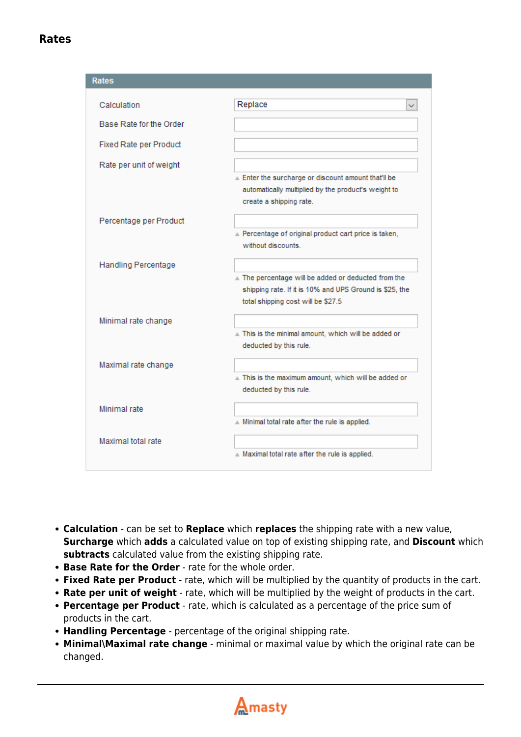## Rates

Rates

| | |
|---|---|
| Calculation | Replace |
| Base Rate for the Order | |
| Fixed Rate per Product | |
| Rate per unit of weight | Enter the surcharge or discount amount that'll be automatically multiplied by the product's weight to create a shipping rate. |
| Percentage per Product | Percentage of original product cart price is taken, without discounts. |
| Handling Percentage | The percentage will be added or deducted from the shipping rate. If it is 10% and UPS Ground is $25, the total shipping cost will be $27.5 |
| Minimal rate change | This is the minimal amount, which will be added or deducted by this rule. |
| Maximal rate change | This is the maximum amount, which will be added or deducted by this rule. |
| Minimal rate | Minimal total rate after the rule is applied. |
| Maximal total rate | Maximal total rate after the rule is applied. |

- **Calculation** - can be set to **Replace** which **replaces** the shipping rate with a new value, **Surcharge** which **adds** a calculated value on top of existing shipping rate, and **Discount** which **subtracts** calculated value from the existing shipping rate.
- **Base Rate for the Order** - rate for the whole order.
- **Fixed Rate per Product** - rate, which will be multiplied by the quantity of products in the cart.
- **Rate per unit of weight** - rate, which will be multiplied by the weight of products in the cart.
- **Percentage per Product** - rate, which is calculated as a percentage of the price sum of products in the cart.
- **Handling Percentage** - percentage of the original shipping rate.
- **Minimal\Maximal rate change** - minimal or maximal value by which the original rate can be changed.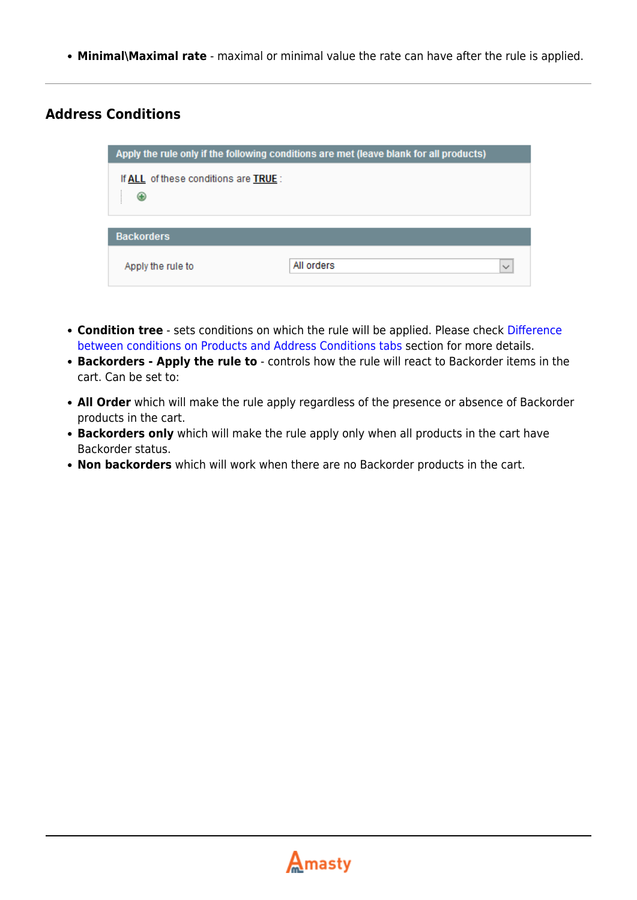- **Minimal\Maximal rate** - maximal or minimal value the rate can have after the rule is applied.

---

## Address Conditions

- **Condition tree** - sets conditions on which the rule will be applied. Please check Difference between conditions on Products and Address Conditions tabs section for more details.
- **Backorders - Apply the rule to** - controls how the rule will react to Backorder items in the cart. Can be set to:

- **All Order** which will make the rule apply regardless of the presence or absence of Backorder products in the cart.
- **Backorders only** which will make the rule apply only when all products in the cart have Backorder status.
- **Non backorders** which will work when there are no Backorder products in the cart.